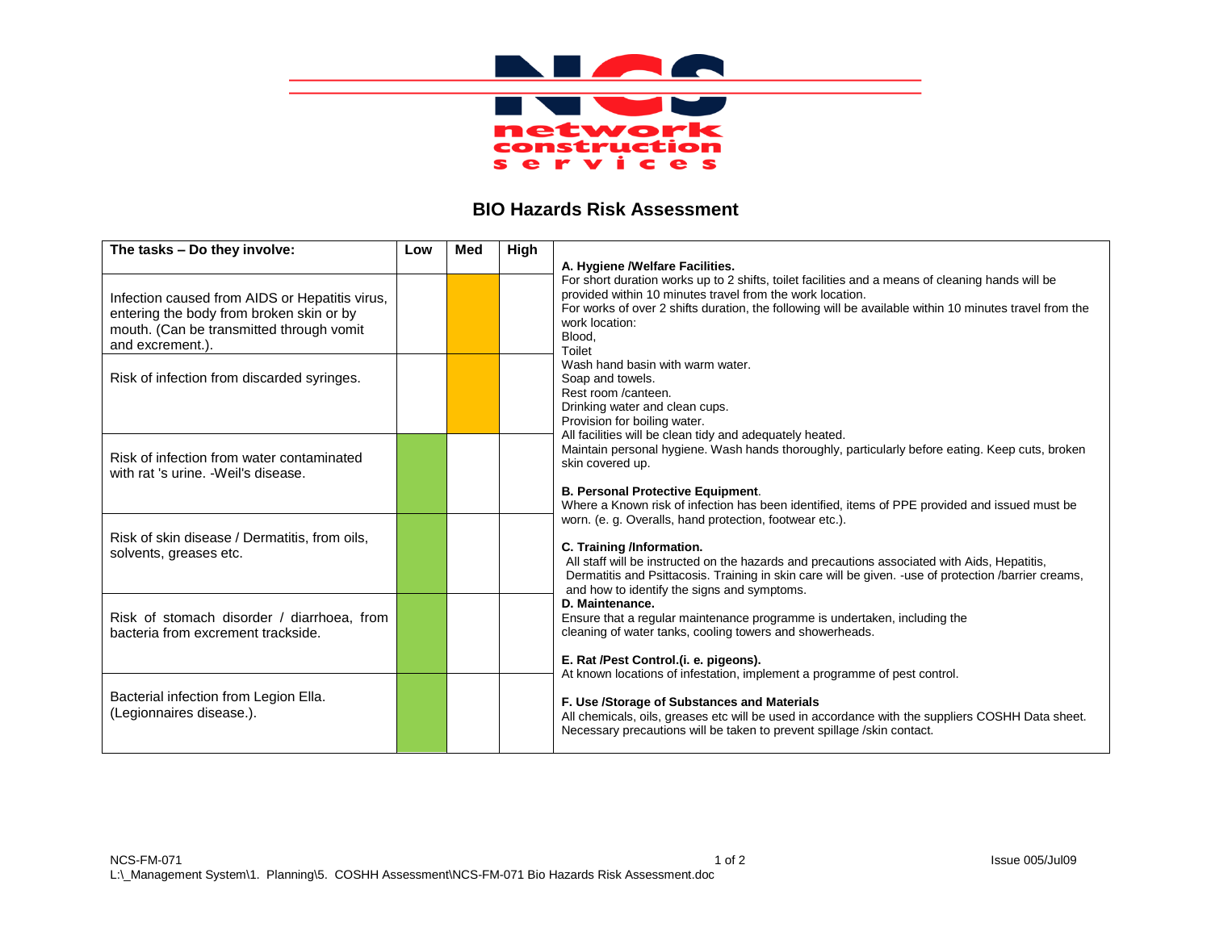network construction services

# BIO Hazards Risk Assessment

| The tasks – Do they involve: | Low | Med | High |
|---|---|---|---|
| Infection caused from AIDS or Hepatitis virus, entering the body from broken skin or by mouth. (Can be transmitted through vomit and excrement.). | | X | |
| Risk of infection from discarded syringes. | | X | |
| Risk of infection from water contaminated with rat 's urine. -Weil's disease. | X | | |
| Risk of skin disease / Dermatitis, from oils, solvents, greases etc. | X | | |
| Risk of stomach disorder / diarrhoea, from bacteria from excrement trackside. | X | | |
| Bacterial infection from Legion Ella. (Legionnaires disease.). | X | | |

**A. Hygiene /Welfare Facilities.**
For short duration works up to 2 shifts, toilet facilities and a means of cleaning hands will be provided within 10 minutes travel from the work location.
For works of over 2 shifts duration, the following will be available within 10 minutes travel from the work location:
Blood,
Toilet
Wash hand basin with warm water.
Soap and towels.
Rest room /canteen.
Drinking water and clean cups.
Provision for boiling water.
All facilities will be clean tidy and adequately heated.
Maintain personal hygiene. Wash hands thoroughly, particularly before eating. Keep cuts, broken skin covered up.

**B. Personal Protective Equipment**.
Where a Known risk of infection has been identified, items of PPE provided and issued must be worn. (e. g. Overalls, hand protection, footwear etc.).

**C. Training /Information.**
All staff will be instructed on the hazards and precautions associated with Aids, Hepatitis, Dermatitis and Psittacosis. Training in skin care will be given. -use of protection /barrier creams, and how to identify the signs and symptoms.

**D. Maintenance.**
Ensure that a regular maintenance programme is undertaken, including the cleaning of water tanks, cooling towers and showerheads.

**E. Rat /Pest Control.(i. e. pigeons).**
At known locations of infestation, implement a programme of pest control.

**F. Use /Storage of Substances and Materials**
All chemicals, oils, greases etc will be used in accordance with the suppliers COSHH Data sheet. Necessary precautions will be taken to prevent spillage /skin contact.

NCS-FM-071 Issue 005/Jul09
L:\_Management System\1. Planning\5. COSHH Assessment\NCS-FM-071 Bio Hazards Risk Assessment.doc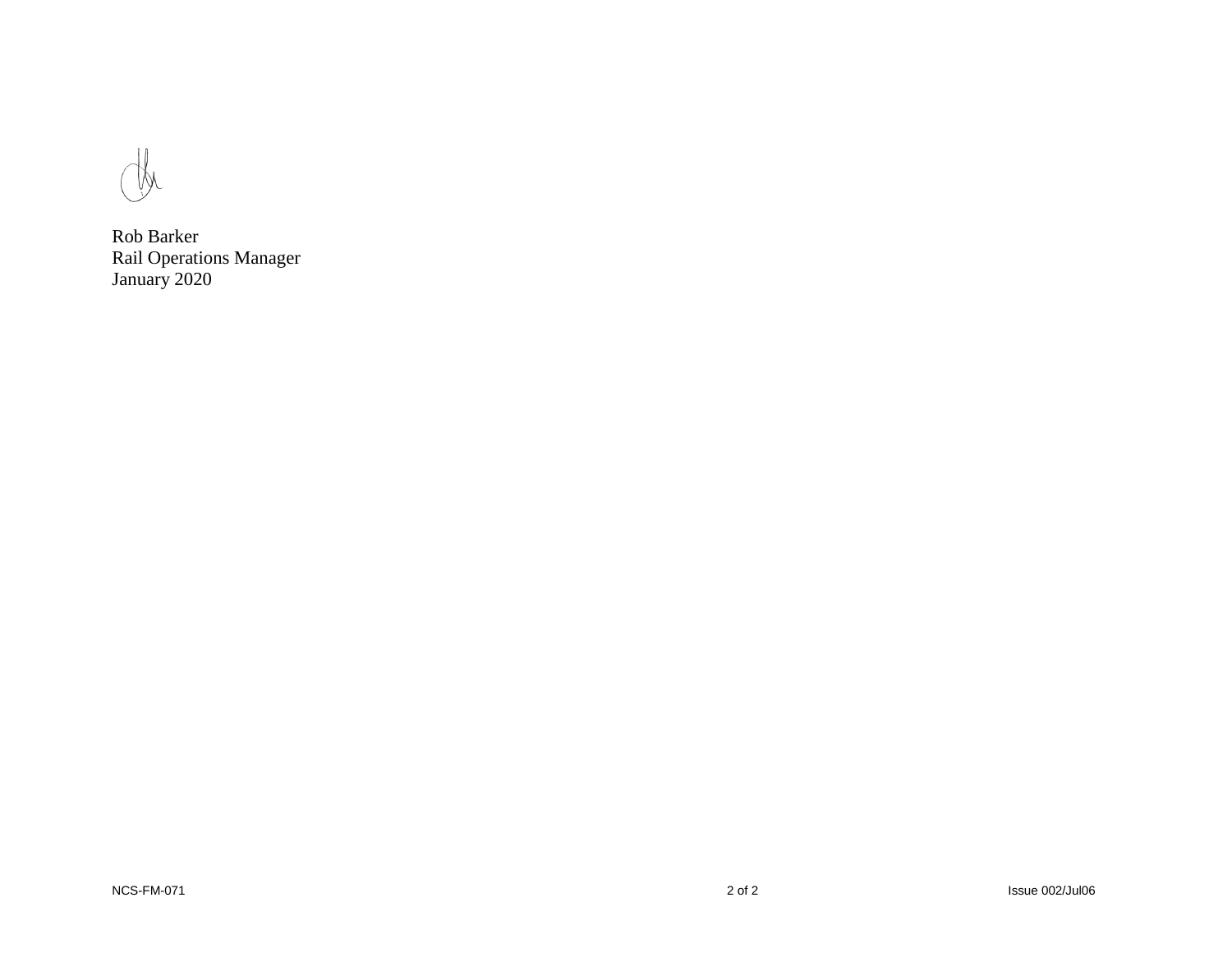Rob Barker
Rail Operations Manager
January 2020